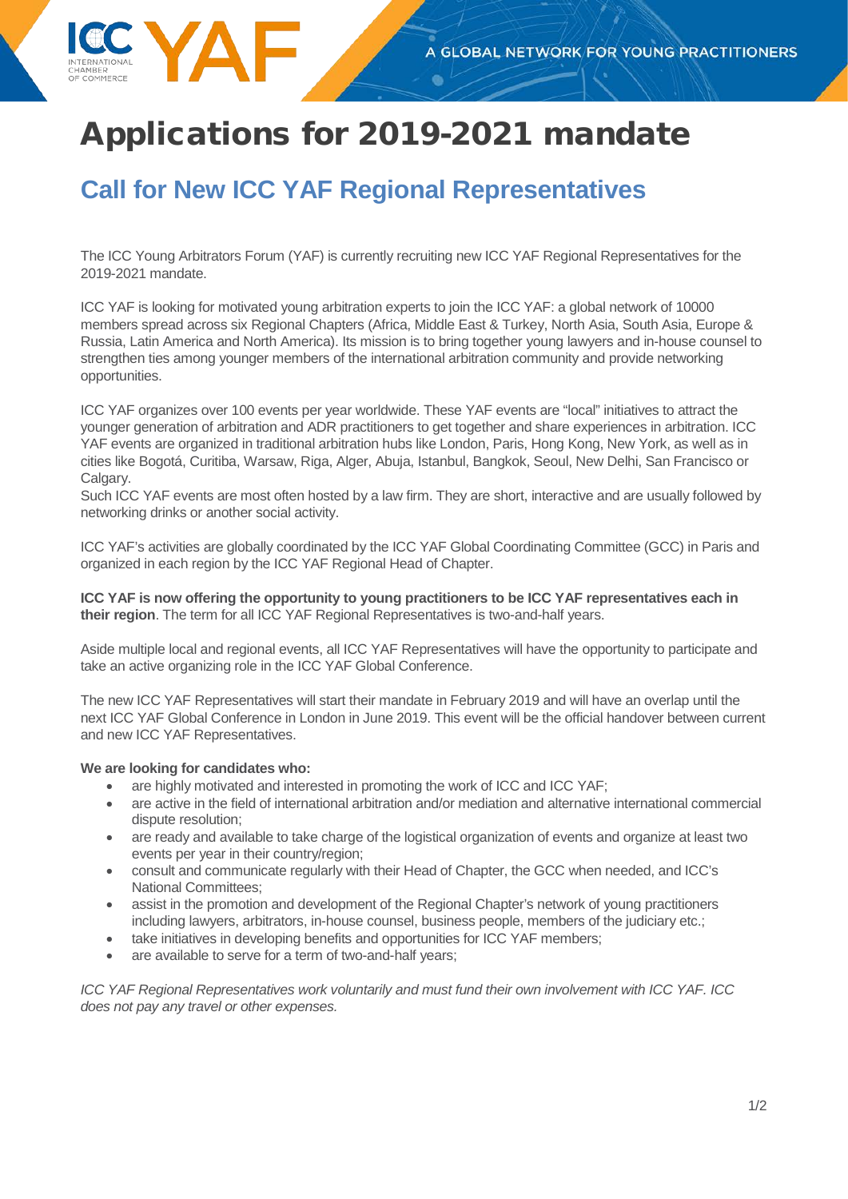# Applications for 2019-2021 mandate

## Call for New ICC YAF Regional Representatives

The ICC Young Arbitrators Forum (YAF) is currently recruiting new ICC YAF Regional Representatives for the 2019-2021 mandate.

ICC YAF is looking for motivated young arbitration experts to join the ICC YAF: a global network of 10000 members spread across six Regional Chapters (Africa, Middle East & Turkey, North Asia, South Asia, Europe & Russia, Latin America and North America). Its mission is to bring together young lawyers and in-house counsel to strengthen ties among younger members of the international arbitration community and provide networking opportunities.

ICC YAF organizes over 100 events per year worldwide. These YAF events are "local" initiatives to attract the younger generation of arbitration and ADR practitioners to get together and share experiences in arbitration. ICC YAF events are organized in traditional arbitration hubs like London, Paris, Hong Kong, New York, as well as in cities like Bogotá, Curitiba, Warsaw, Riga, Alger, Abuja, Istanbul, Bangkok, Seoul, New Delhi, San Francisco or Calgary.
Such ICC YAF events are most often hosted by a law firm. They are short, interactive and are usually followed by networking drinks or another social activity.

ICC YAF's activities are globally coordinated by the ICC YAF Global Coordinating Committee (GCC) in Paris and organized in each region by the ICC YAF Regional Head of Chapter.

**ICC YAF is now offering the opportunity to young practitioners to be ICC YAF representatives each in their region**. The term for all ICC YAF Regional Representatives is two-and-half years.

Aside multiple local and regional events, all ICC YAF Representatives will have the opportunity to participate and take an active organizing role in the ICC YAF Global Conference.

The new ICC YAF Representatives will start their mandate in February 2019 and will have an overlap until the next ICC YAF Global Conference in London in June 2019. This event will be the official handover between current and new ICC YAF Representatives.

**We are looking for candidates who:**

- are highly motivated and interested in promoting the work of ICC and ICC YAF;
- are active in the field of international arbitration and/or mediation and alternative international commercial dispute resolution;
- are ready and available to take charge of the logistical organization of events and organize at least two events per year in their country/region;
- consult and communicate regularly with their Head of Chapter, the GCC when needed, and ICC's National Committees;
- assist in the promotion and development of the Regional Chapter's network of young practitioners including lawyers, arbitrators, in-house counsel, business people, members of the judiciary etc.;
- take initiatives in developing benefits and opportunities for ICC YAF members;
- are available to serve for a term of two-and-half years;

*ICC YAF Regional Representatives work voluntarily and must fund their own involvement with ICC YAF. ICC does not pay any travel or other expenses.*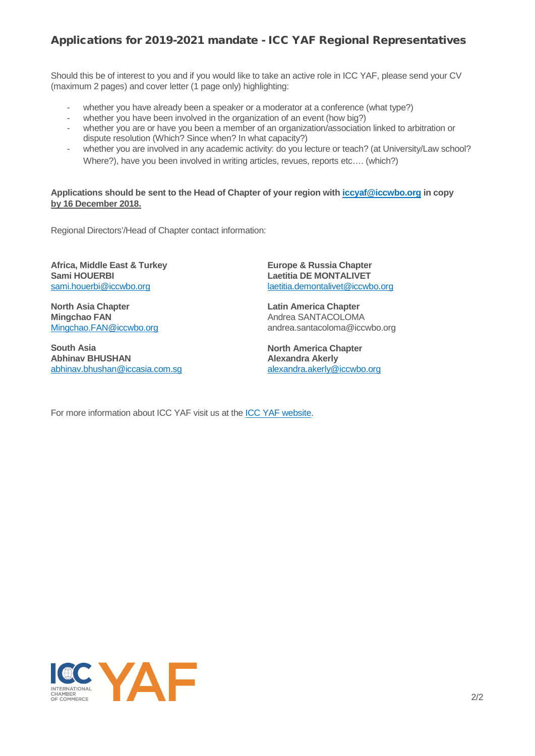## Applications for 2019-2021 mandate - ICC YAF Regional Representatives

Should this be of interest to you and if you would like to take an active role in ICC YAF, please send your CV (maximum 2 pages) and cover letter (1 page only) highlighting:

- whether you have already been a speaker or a moderator at a conference (what type?)
- whether you have been involved in the organization of an event (how big?)
- whether you are or have you been a member of an organization/association linked to arbitration or dispute resolution (Which? Since when? In what capacity?)
- whether you are involved in any academic activity: do you lecture or teach? (at University/Law school? Where?), have you been involved in writing articles, revues, reports etc…. (which?)

**Applications should be sent to the Head of Chapter of your region with iccyaf@iccwbo.org in copy by 16 December 2018.**

Regional Directors'/Head of Chapter contact information:

**Africa, Middle East & Turkey**
**Sami HOUERBI**
sami.houerbi@iccwbo.org

**North Asia Chapter**
**Mingchao FAN**
Mingchao.FAN@iccwbo.org

**South Asia**
**Abhinav BHUSHAN**
abhinav.bhushan@iccasia.com.sg

**Europe & Russia Chapter**
**Laetitia DE MONTALIVET**
laetitia.demontalivet@iccwbo.org

**Latin America Chapter**
Andrea SANTACOLOMA
andrea.santacoloma@iccwbo.org

**North America Chapter**
**Alexandra Akerly**
alexandra.akerly@iccwbo.org

For more information about ICC YAF visit us at the ICC YAF website.

ICC INTERNATIONAL CHAMBER OF COMMERCE YAF